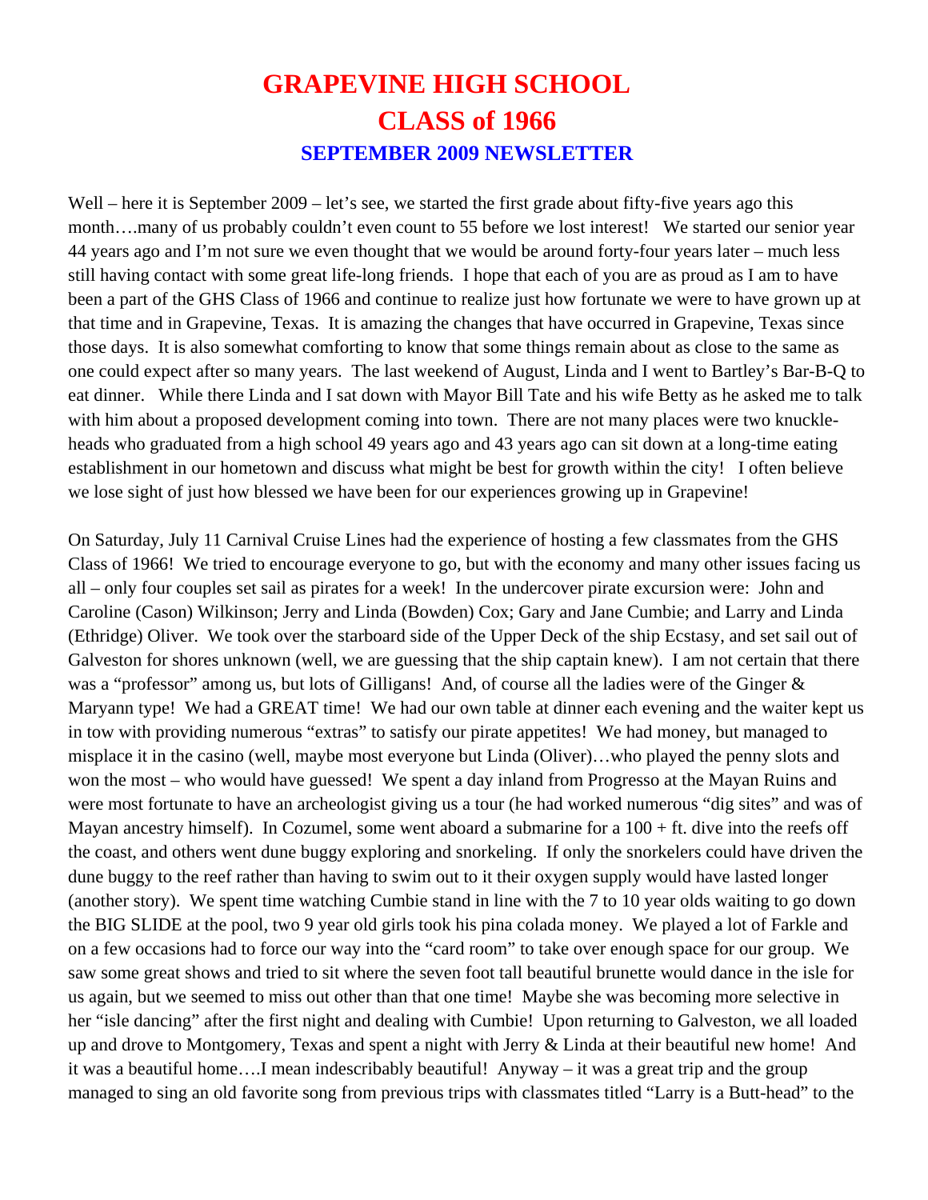# GRAPEVINE HIGH SCHOOL
# CLASS of 1966
## SEPTEMBER 2009 NEWSLETTER

Well – here it is September 2009 – let's see, we started the first grade about fifty-five years ago this month….many of us probably couldn't even count to 55 before we lost interest! We started our senior year 44 years ago and I'm not sure we even thought that we would be around forty-four years later – much less still having contact with some great life-long friends. I hope that each of you are as proud as I am to have been a part of the GHS Class of 1966 and continue to realize just how fortunate we were to have grown up at that time and in Grapevine, Texas. It is amazing the changes that have occurred in Grapevine, Texas since those days. It is also somewhat comforting to know that some things remain about as close to the same as one could expect after so many years. The last weekend of August, Linda and I went to Bartley's Bar-B-Q to eat dinner. While there Linda and I sat down with Mayor Bill Tate and his wife Betty as he asked me to talk with him about a proposed development coming into town. There are not many places were two knuckle-heads who graduated from a high school 49 years ago and 43 years ago can sit down at a long-time eating establishment in our hometown and discuss what might be best for growth within the city! I often believe we lose sight of just how blessed we have been for our experiences growing up in Grapevine!

On Saturday, July 11 Carnival Cruise Lines had the experience of hosting a few classmates from the GHS Class of 1966! We tried to encourage everyone to go, but with the economy and many other issues facing us all – only four couples set sail as pirates for a week! In the undercover pirate excursion were: John and Caroline (Cason) Wilkinson; Jerry and Linda (Bowden) Cox; Gary and Jane Cumbie; and Larry and Linda (Ethridge) Oliver. We took over the starboard side of the Upper Deck of the ship Ecstasy, and set sail out of Galveston for shores unknown (well, we are guessing that the ship captain knew). I am not certain that there was a "professor" among us, but lots of Gilligans! And, of course all the ladies were of the Ginger & Maryann type! We had a GREAT time! We had our own table at dinner each evening and the waiter kept us in tow with providing numerous "extras" to satisfy our pirate appetites! We had money, but managed to misplace it in the casino (well, maybe most everyone but Linda (Oliver)…who played the penny slots and won the most – who would have guessed! We spent a day inland from Progresso at the Mayan Ruins and were most fortunate to have an archeologist giving us a tour (he had worked numerous "dig sites" and was of Mayan ancestry himself). In Cozumel, some went aboard a submarine for a 100 + ft. dive into the reefs off the coast, and others went dune buggy exploring and snorkeling. If only the snorkelers could have driven the dune buggy to the reef rather than having to swim out to it their oxygen supply would have lasted longer (another story). We spent time watching Cumbie stand in line with the 7 to 10 year olds waiting to go down the BIG SLIDE at the pool, two 9 year old girls took his pina colada money. We played a lot of Farkle and on a few occasions had to force our way into the "card room" to take over enough space for our group. We saw some great shows and tried to sit where the seven foot tall beautiful brunette would dance in the isle for us again, but we seemed to miss out other than that one time! Maybe she was becoming more selective in her "isle dancing" after the first night and dealing with Cumbie! Upon returning to Galveston, we all loaded up and drove to Montgomery, Texas and spent a night with Jerry & Linda at their beautiful new home! And it was a beautiful home….I mean indescribably beautiful! Anyway – it was a great trip and the group managed to sing an old favorite song from previous trips with classmates titled "Larry is a Butt-head" to the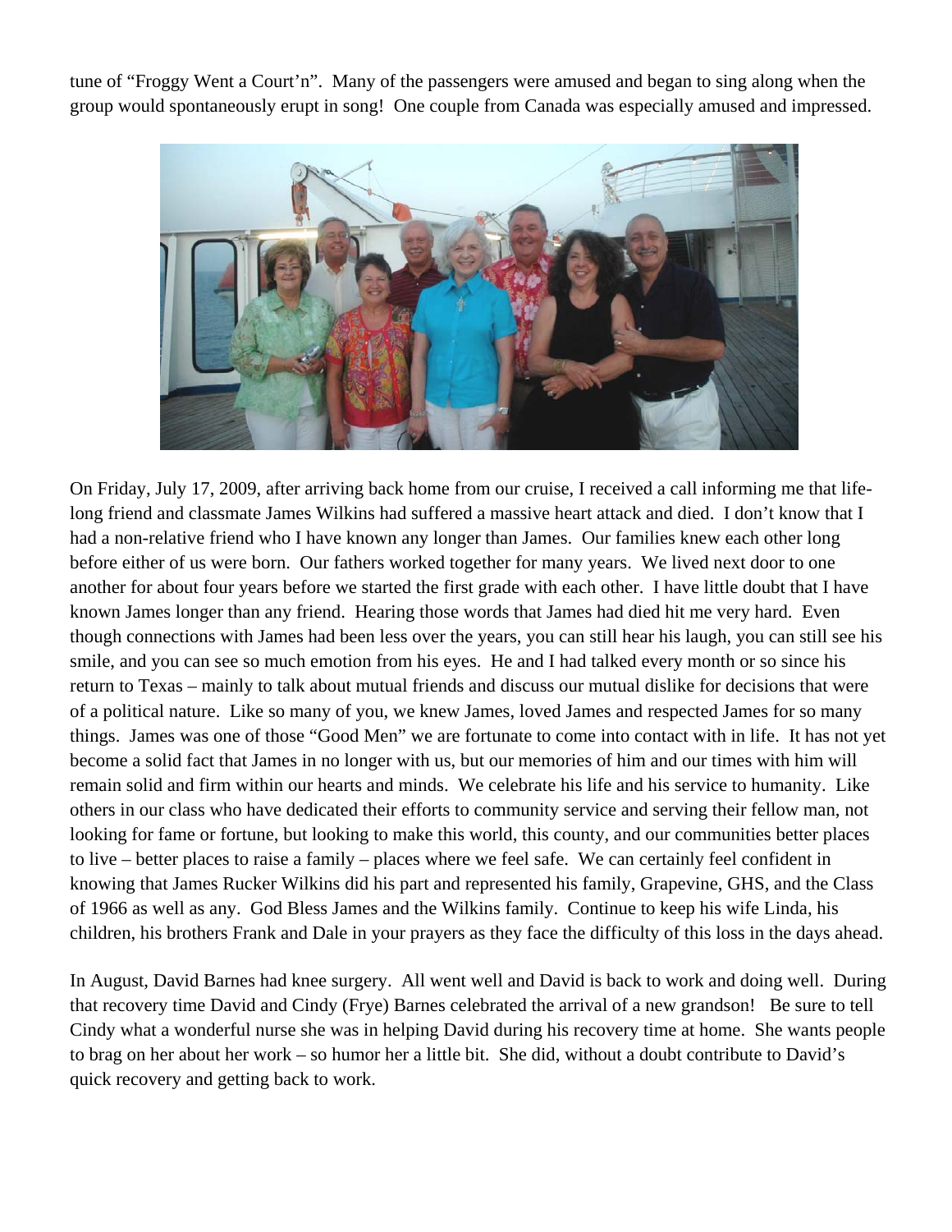tune of "Froggy Went a Court'n". Many of the passengers were amused and began to sing along when the group would spontaneously erupt in song! One couple from Canada was especially amused and impressed.

On Friday, July 17, 2009, after arriving back home from our cruise, I received a call informing me that life-long friend and classmate James Wilkins had suffered a massive heart attack and died. I don't know that I had a non-relative friend who I have known any longer than James. Our families knew each other long before either of us were born. Our fathers worked together for many years. We lived next door to one another for about four years before we started the first grade with each other. I have little doubt that I have known James longer than any friend. Hearing those words that James had died hit me very hard. Even though connections with James had been less over the years, you can still hear his laugh, you can still see his smile, and you can see so much emotion from his eyes. He and I had talked every month or so since his return to Texas – mainly to talk about mutual friends and discuss our mutual dislike for decisions that were of a political nature. Like so many of you, we knew James, loved James and respected James for so many things. James was one of those "Good Men" we are fortunate to come into contact with in life. It has not yet become a solid fact that James in no longer with us, but our memories of him and our times with him will remain solid and firm within our hearts and minds. We celebrate his life and his service to humanity. Like others in our class who have dedicated their efforts to community service and serving their fellow man, not looking for fame or fortune, but looking to make this world, this county, and our communities better places to live – better places to raise a family – places where we feel safe. We can certainly feel confident in knowing that James Rucker Wilkins did his part and represented his family, Grapevine, GHS, and the Class of 1966 as well as any. God Bless James and the Wilkins family. Continue to keep his wife Linda, his children, his brothers Frank and Dale in your prayers as they face the difficulty of this loss in the days ahead.

In August, David Barnes had knee surgery. All went well and David is back to work and doing well. During that recovery time David and Cindy (Frye) Barnes celebrated the arrival of a new grandson! Be sure to tell Cindy what a wonderful nurse she was in helping David during his recovery time at home. She wants people to brag on her about her work – so humor her a little bit. She did, without a doubt contribute to David's quick recovery and getting back to work.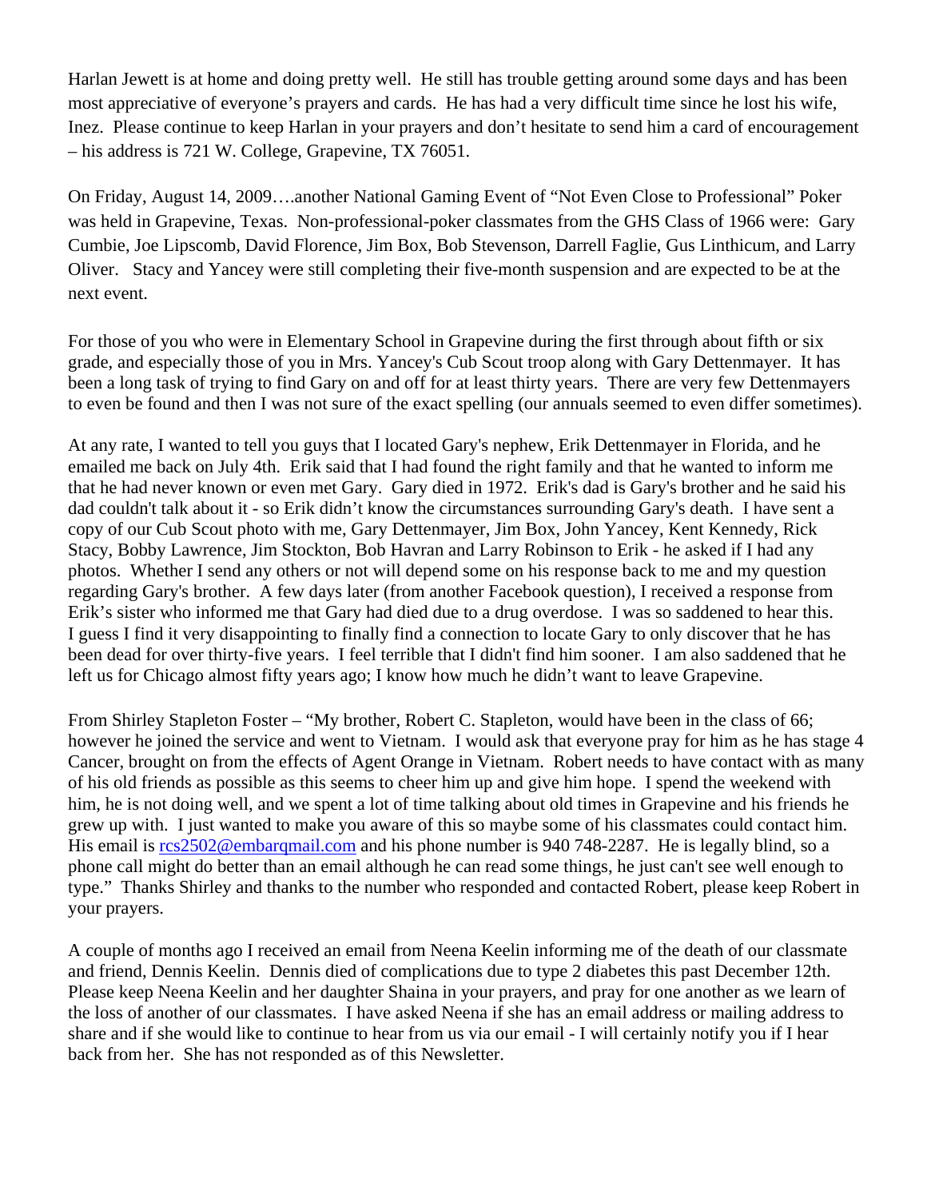Harlan Jewett is at home and doing pretty well. He still has trouble getting around some days and has been most appreciative of everyone's prayers and cards. He has had a very difficult time since he lost his wife, Inez. Please continue to keep Harlan in your prayers and don't hesitate to send him a card of encouragement – his address is 721 W. College, Grapevine, TX 76051.

On Friday, August 14, 2009….another National Gaming Event of "Not Even Close to Professional" Poker was held in Grapevine, Texas. Non-professional-poker classmates from the GHS Class of 1966 were: Gary Cumbie, Joe Lipscomb, David Florence, Jim Box, Bob Stevenson, Darrell Faglie, Gus Linthicum, and Larry Oliver. Stacy and Yancey were still completing their five-month suspension and are expected to be at the next event.

For those of you who were in Elementary School in Grapevine during the first through about fifth or six grade, and especially those of you in Mrs. Yancey's Cub Scout troop along with Gary Dettenmayer. It has been a long task of trying to find Gary on and off for at least thirty years. There are very few Dettenmayers to even be found and then I was not sure of the exact spelling (our annuals seemed to even differ sometimes).

At any rate, I wanted to tell you guys that I located Gary's nephew, Erik Dettenmayer in Florida, and he emailed me back on July 4th. Erik said that I had found the right family and that he wanted to inform me that he had never known or even met Gary. Gary died in 1972. Erik's dad is Gary's brother and he said his dad couldn't talk about it - so Erik didn't know the circumstances surrounding Gary's death. I have sent a copy of our Cub Scout photo with me, Gary Dettenmayer, Jim Box, John Yancey, Kent Kennedy, Rick Stacy, Bobby Lawrence, Jim Stockton, Bob Havran and Larry Robinson to Erik - he asked if I had any photos. Whether I send any others or not will depend some on his response back to me and my question regarding Gary's brother. A few days later (from another Facebook question), I received a response from Erik's sister who informed me that Gary had died due to a drug overdose. I was so saddened to hear this. I guess I find it very disappointing to finally find a connection to locate Gary to only discover that he has been dead for over thirty-five years. I feel terrible that I didn't find him sooner. I am also saddened that he left us for Chicago almost fifty years ago; I know how much he didn't want to leave Grapevine.

From Shirley Stapleton Foster – "My brother, Robert C. Stapleton, would have been in the class of 66; however he joined the service and went to Vietnam. I would ask that everyone pray for him as he has stage 4 Cancer, brought on from the effects of Agent Orange in Vietnam. Robert needs to have contact with as many of his old friends as possible as this seems to cheer him up and give him hope. I spend the weekend with him, he is not doing well, and we spent a lot of time talking about old times in Grapevine and his friends he grew up with. I just wanted to make you aware of this so maybe some of his classmates could contact him. His email is rcs2502@embarqmail.com and his phone number is 940 748-2287. He is legally blind, so a phone call might do better than an email although he can read some things, he just can't see well enough to type." Thanks Shirley and thanks to the number who responded and contacted Robert, please keep Robert in your prayers.

A couple of months ago I received an email from Neena Keelin informing me of the death of our classmate and friend, Dennis Keelin. Dennis died of complications due to type 2 diabetes this past December 12th. Please keep Neena Keelin and her daughter Shaina in your prayers, and pray for one another as we learn of the loss of another of our classmates. I have asked Neena if she has an email address or mailing address to share and if she would like to continue to hear from us via our email - I will certainly notify you if I hear back from her. She has not responded as of this Newsletter.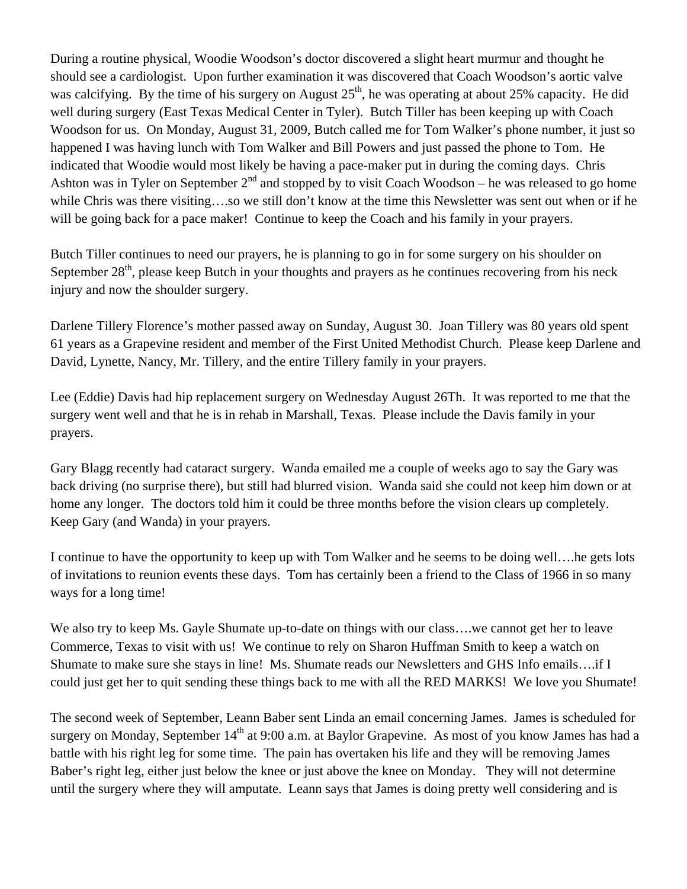During a routine physical, Woodie Woodson's doctor discovered a slight heart murmur and thought he should see a cardiologist. Upon further examination it was discovered that Coach Woodson's aortic valve was calcifying. By the time of his surgery on August 25th, he was operating at about 25% capacity. He did well during surgery (East Texas Medical Center in Tyler). Butch Tiller has been keeping up with Coach Woodson for us. On Monday, August 31, 2009, Butch called me for Tom Walker's phone number, it just so happened I was having lunch with Tom Walker and Bill Powers and just passed the phone to Tom. He indicated that Woodie would most likely be having a pace-maker put in during the coming days. Chris Ashton was in Tyler on September 2nd and stopped by to visit Coach Woodson – he was released to go home while Chris was there visiting….so we still don't know at the time this Newsletter was sent out when or if he will be going back for a pace maker! Continue to keep the Coach and his family in your prayers.

Butch Tiller continues to need our prayers, he is planning to go in for some surgery on his shoulder on September 28th, please keep Butch in your thoughts and prayers as he continues recovering from his neck injury and now the shoulder surgery.

Darlene Tillery Florence's mother passed away on Sunday, August 30. Joan Tillery was 80 years old spent 61 years as a Grapevine resident and member of the First United Methodist Church. Please keep Darlene and David, Lynette, Nancy, Mr. Tillery, and the entire Tillery family in your prayers.

Lee (Eddie) Davis had hip replacement surgery on Wednesday August 26Th. It was reported to me that the surgery went well and that he is in rehab in Marshall, Texas. Please include the Davis family in your prayers.

Gary Blagg recently had cataract surgery. Wanda emailed me a couple of weeks ago to say the Gary was back driving (no surprise there), but still had blurred vision. Wanda said she could not keep him down or at home any longer. The doctors told him it could be three months before the vision clears up completely. Keep Gary (and Wanda) in your prayers.

I continue to have the opportunity to keep up with Tom Walker and he seems to be doing well….he gets lots of invitations to reunion events these days. Tom has certainly been a friend to the Class of 1966 in so many ways for a long time!

We also try to keep Ms. Gayle Shumate up-to-date on things with our class….we cannot get her to leave Commerce, Texas to visit with us! We continue to rely on Sharon Huffman Smith to keep a watch on Shumate to make sure she stays in line! Ms. Shumate reads our Newsletters and GHS Info emails….if I could just get her to quit sending these things back to me with all the RED MARKS! We love you Shumate!

The second week of September, Leann Baber sent Linda an email concerning James. James is scheduled for surgery on Monday, September 14th at 9:00 a.m. at Baylor Grapevine. As most of you know James has had a battle with his right leg for some time. The pain has overtaken his life and they will be removing James Baber's right leg, either just below the knee or just above the knee on Monday. They will not determine until the surgery where they will amputate. Leann says that James is doing pretty well considering and is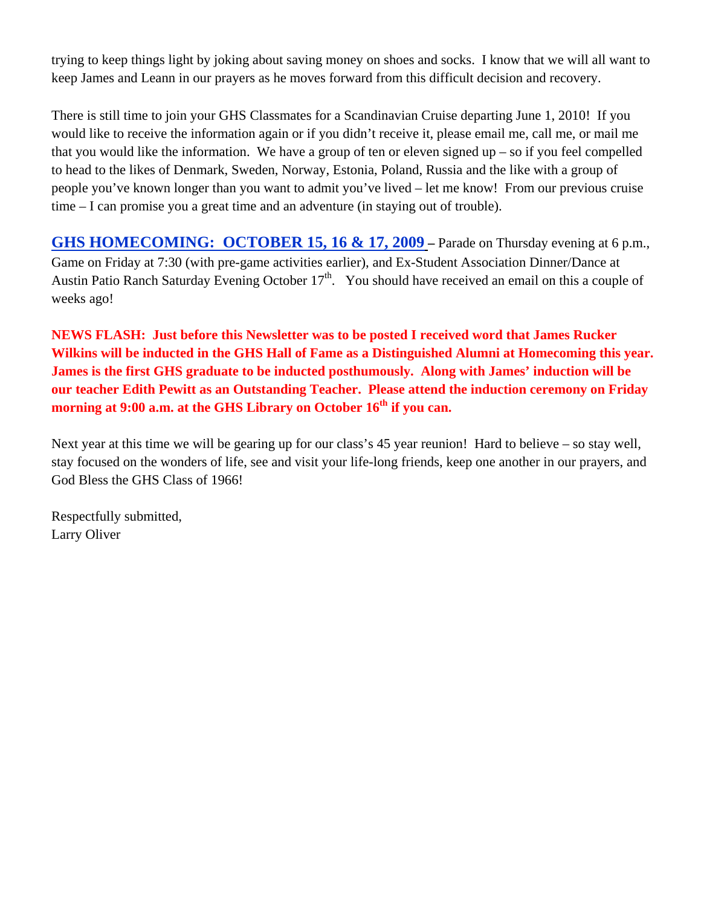trying to keep things light by joking about saving money on shoes and socks. I know that we will all want to keep James and Leann in our prayers as he moves forward from this difficult decision and recovery.

There is still time to join your GHS Classmates for a Scandinavian Cruise departing June 1, 2010! If you would like to receive the information again or if you didn't receive it, please email me, call me, or mail me that you would like the information. We have a group of ten or eleven signed up – so if you feel compelled to head to the likes of Denmark, Sweden, Norway, Estonia, Poland, Russia and the like with a group of people you've known longer than you want to admit you've lived – let me know! From our previous cruise time – I can promise you a great time and an adventure (in staying out of trouble).

**GHS HOMECOMING: OCTOBER 15, 16 & 17, 2009** – Parade on Thursday evening at 6 p.m., Game on Friday at 7:30 (with pre-game activities earlier), and Ex-Student Association Dinner/Dance at Austin Patio Ranch Saturday Evening October 17th. You should have received an email on this a couple of weeks ago!

**NEWS FLASH: Just before this Newsletter was to be posted I received word that James Rucker Wilkins will be inducted in the GHS Hall of Fame as a Distinguished Alumni at Homecoming this year. James is the first GHS graduate to be inducted posthumously. Along with James' induction will be our teacher Edith Pewitt as an Outstanding Teacher. Please attend the induction ceremony on Friday morning at 9:00 a.m. at the GHS Library on October 16th if you can.**

Next year at this time we will be gearing up for our class's 45 year reunion! Hard to believe – so stay well, stay focused on the wonders of life, see and visit your life-long friends, keep one another in our prayers, and God Bless the GHS Class of 1966!

Respectfully submitted,
Larry Oliver